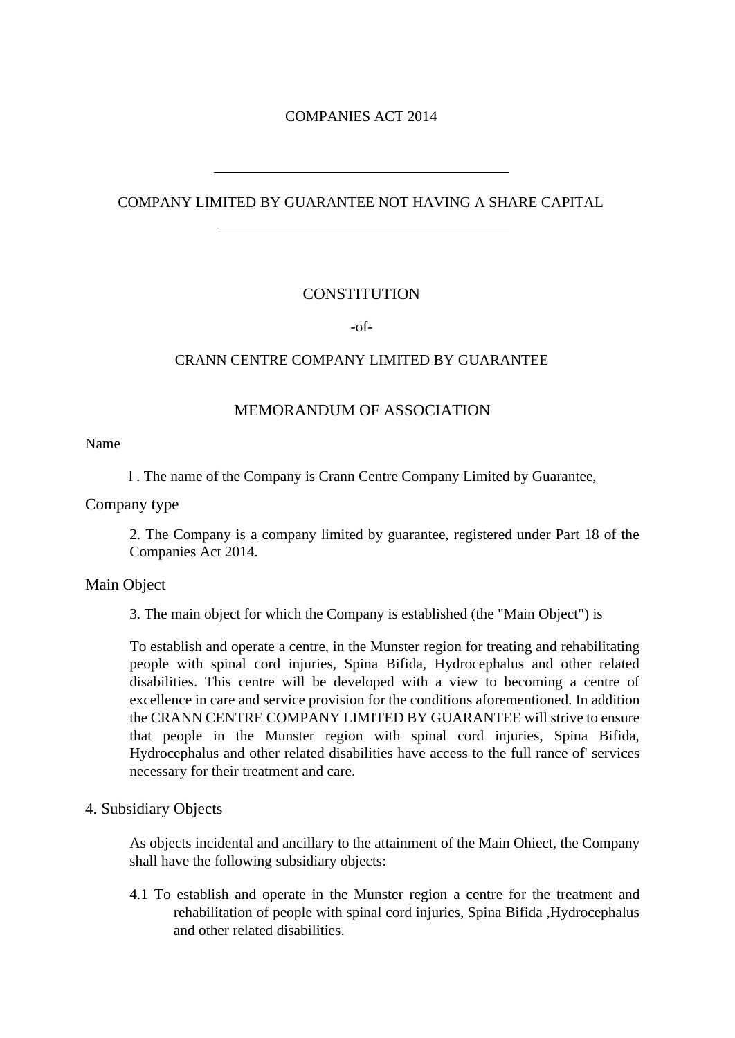COMPANIES ACT 2014

---

COMPANY LIMITED BY GUARANTEE NOT HAVING A SHARE CAPITAL

---

# CONSTITUTION

-of-

CRANN CENTRE COMPANY LIMITED BY GUARANTEE

## MEMORANDUM OF ASSOCIATION

Name

l . The name of the Company is Crann Centre Company Limited by Guarantee,

Company type

2. The Company is a company limited by guarantee, registered under Part 18 of the Companies Act 2014.

Main Object

3. The main object for which the Company is established (the "Main Object") is

To establish and operate a centre, in the Munster region for treating and rehabilitating people with spinal cord injuries, Spina Bifida, Hydrocephalus and other related disabilities. This centre will be developed with a view to becoming a centre of excellence in care and service provision for the conditions aforementioned. In addition the CRANN CENTRE COMPANY LIMITED BY GUARANTEE will strive to ensure that people in the Munster region with spinal cord injuries, Spina Bifida, Hydrocephalus and other related disabilities have access to the full rance of' services necessary for their treatment and care.

4. Subsidiary Objects

As objects incidental and ancillary to the attainment of the Main Ohiect, the Company shall have the following subsidiary objects:

4.1 To establish and operate in the Munster region a centre for the treatment and rehabilitation of people with spinal cord injuries, Spina Bifida ,Hydrocephalus and other related disabilities.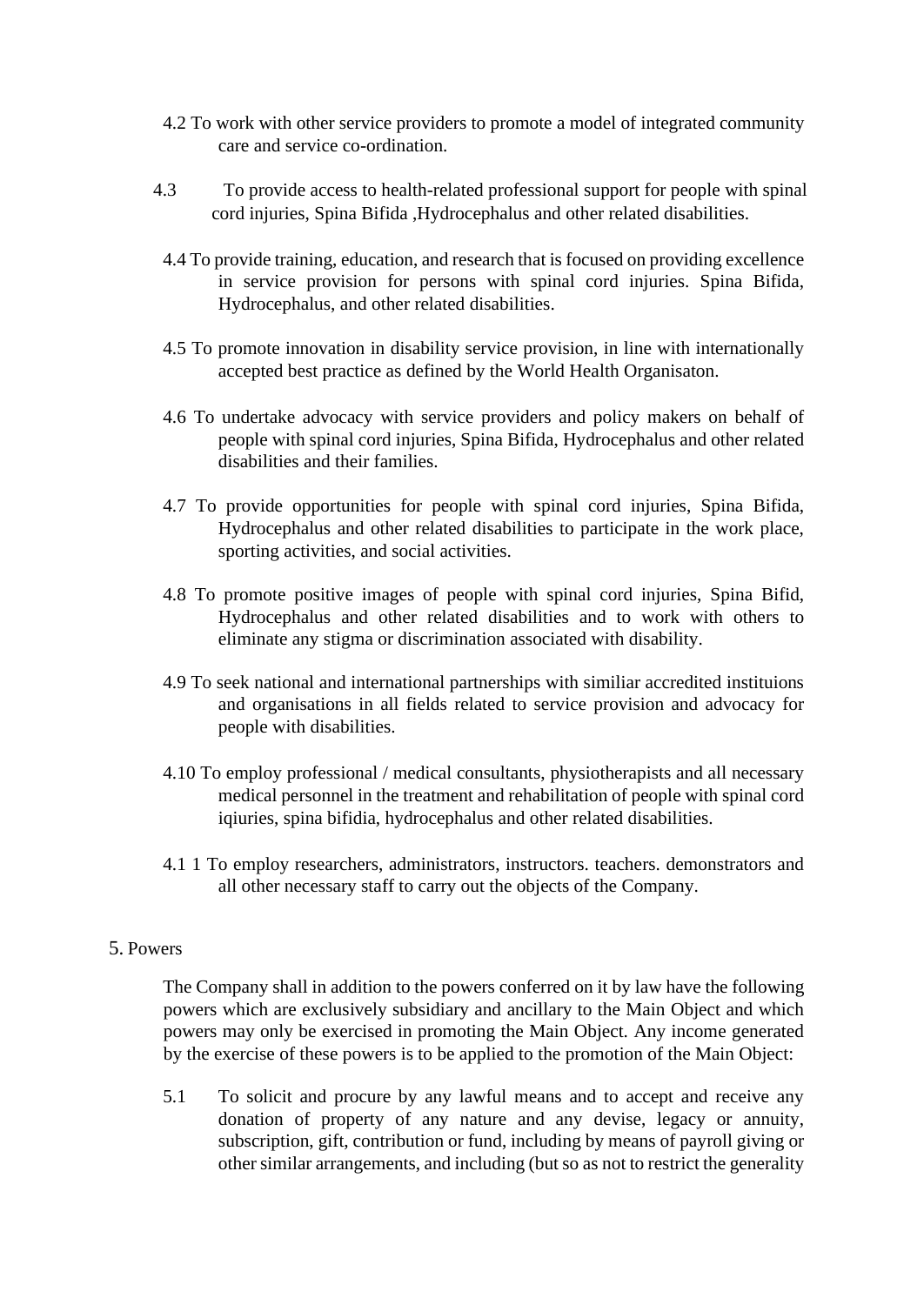4.2 To work with other service providers to promote a model of integrated community care and service co-ordination.

4.3 To provide access to health-related professional support for people with spinal cord injuries, Spina Bifida ,Hydrocephalus and other related disabilities.

4.4 To provide training, education, and research that is focused on providing excellence in service provision for persons with spinal cord injuries. Spina Bifida, Hydrocephalus, and other related disabilities.

4.5 To promote innovation in disability service provision, in line with internationally accepted best practice as defined by the World Health Organisaton.

4.6 To undertake advocacy with service providers and policy makers on behalf of people with spinal cord injuries, Spina Bifida, Hydrocephalus and other related disabilities and their families.

4.7 To provide opportunities for people with spinal cord injuries, Spina Bifida, Hydrocephalus and other related disabilities to participate in the work place, sporting activities, and social activities.

4.8 To promote positive images of people with spinal cord injuries, Spina Bifid, Hydrocephalus and other related disabilities and to work with others to eliminate any stigma or discrimination associated with disability.

4.9 To seek national and international partnerships with similiar accredited instituions and organisations in all fields related to service provision and advocacy for people with disabilities.

4.10 To employ professional / medical consultants, physiotherapists and all necessary medical personnel in the treatment and rehabilitation of people with spinal cord iqiuries, spina bifidia, hydrocephalus and other related disabilities.

4.1 1 To employ researchers, administrators, instructors. teachers. demonstrators and all other necessary staff to carry out the objects of the Company.

5. Powers

The Company shall in addition to the powers conferred on it by law have the following powers which are exclusively subsidiary and ancillary to the Main Object and which powers may only be exercised in promoting the Main Object. Any income generated by the exercise of these powers is to be applied to the promotion of the Main Object:

5.1 To solicit and procure by any lawful means and to accept and receive any donation of property of any nature and any devise, legacy or annuity, subscription, gift, contribution or fund, including by means of payroll giving or other similar arrangements, and including (but so as not to restrict the generality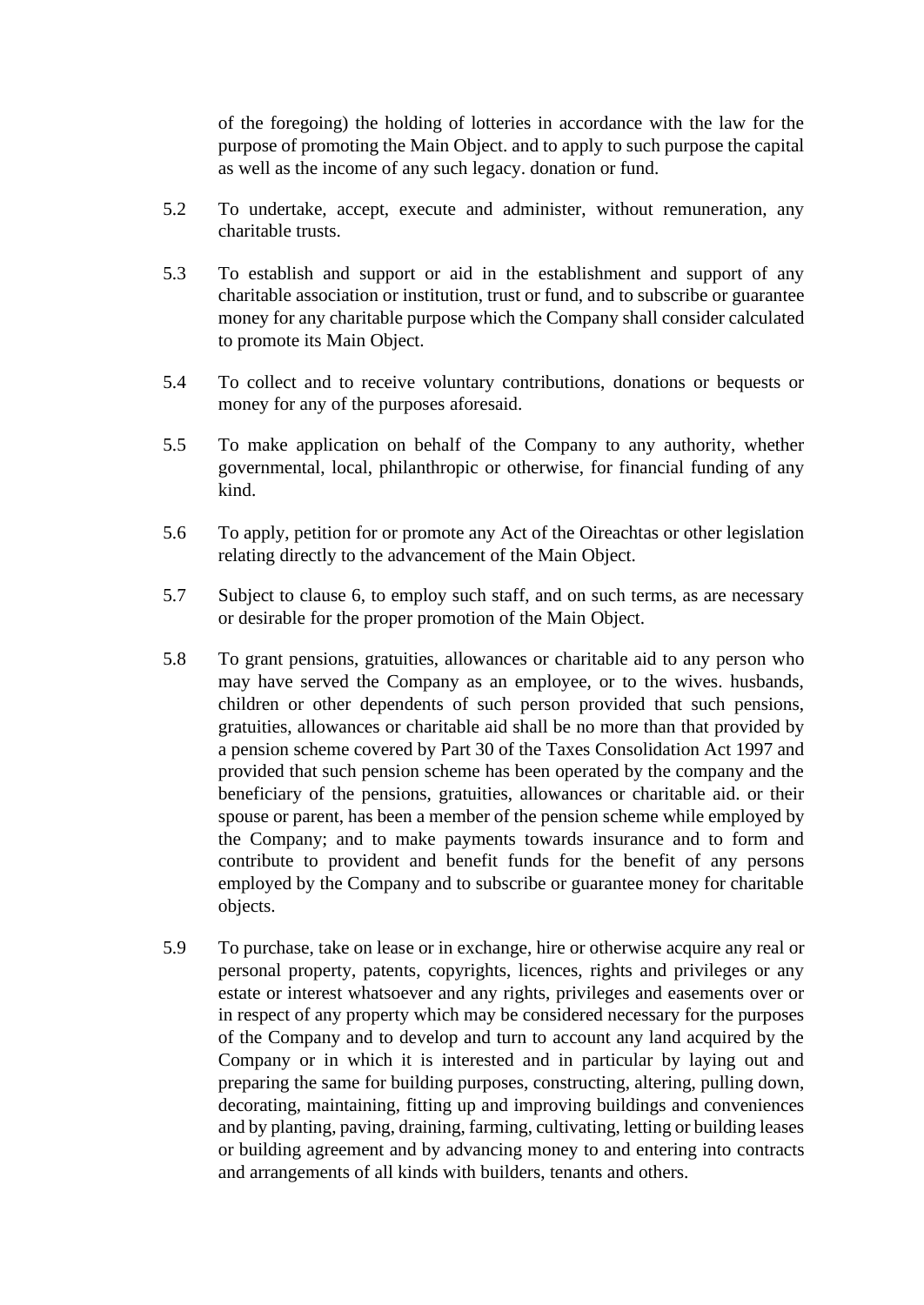of the foregoing) the holding of lotteries in accordance with the law for the purpose of promoting the Main Object. and to apply to such purpose the capital as well as the income of any such legacy. donation or fund.

5.2 To undertake, accept, execute and administer, without remuneration, any charitable trusts.

5.3 To establish and support or aid in the establishment and support of any charitable association or institution, trust or fund, and to subscribe or guarantee money for any charitable purpose which the Company shall consider calculated to promote its Main Object.

5.4 To collect and to receive voluntary contributions, donations or bequests or money for any of the purposes aforesaid.

5.5 To make application on behalf of the Company to any authority, whether governmental, local, philanthropic or otherwise, for financial funding of any kind.

5.6 To apply, petition for or promote any Act of the Oireachtas or other legislation relating directly to the advancement of the Main Object.

5.7 Subject to clause 6, to employ such staff, and on such terms, as are necessary or desirable for the proper promotion of the Main Object.

5.8 To grant pensions, gratuities, allowances or charitable aid to any person who may have served the Company as an employee, or to the wives. husbands, children or other dependents of such person provided that such pensions, gratuities, allowances or charitable aid shall be no more than that provided by a pension scheme covered by Part 30 of the Taxes Consolidation Act 1997 and provided that such pension scheme has been operated by the company and the beneficiary of the pensions, gratuities, allowances or charitable aid. or their spouse or parent, has been a member of the pension scheme while employed by the Company; and to make payments towards insurance and to form and contribute to provident and benefit funds for the benefit of any persons employed by the Company and to subscribe or guarantee money for charitable objects.

5.9 To purchase, take on lease or in exchange, hire or otherwise acquire any real or personal property, patents, copyrights, licences, rights and privileges or any estate or interest whatsoever and any rights, privileges and easements over or in respect of any property which may be considered necessary for the purposes of the Company and to develop and turn to account any land acquired by the Company or in which it is interested and in particular by laying out and preparing the same for building purposes, constructing, altering, pulling down, decorating, maintaining, fitting up and improving buildings and conveniences and by planting, paving, draining, farming, cultivating, letting or building leases or building agreement and by advancing money to and entering into contracts and arrangements of all kinds with builders, tenants and others.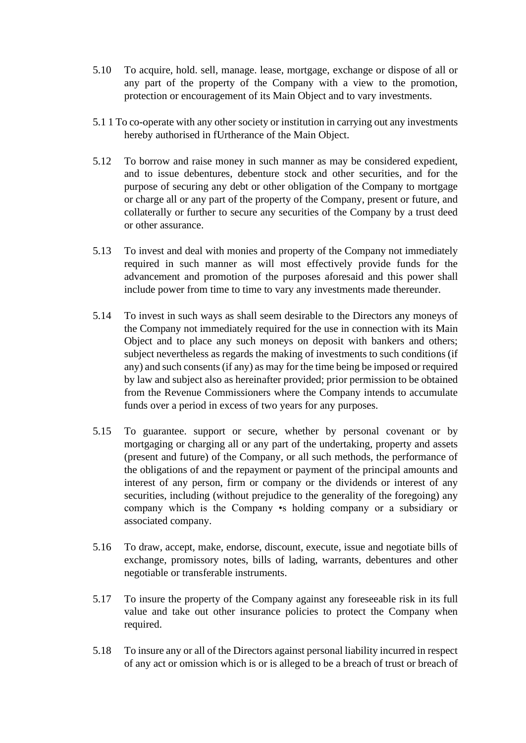5.10 To acquire, hold. sell, manage. lease, mortgage, exchange or dispose of all or any part of the property of the Company with a view to the promotion, protection or encouragement of its Main Object and to vary investments.

5.1 1 To co-operate with any other society or institution in carrying out any investments hereby authorised in fUrtherance of the Main Object.

5.12 To borrow and raise money in such manner as may be considered expedient, and to issue debentures, debenture stock and other securities, and for the purpose of securing any debt or other obligation of the Company to mortgage or charge all or any part of the property of the Company, present or future, and collaterally or further to secure any securities of the Company by a trust deed or other assurance.

5.13 To invest and deal with monies and property of the Company not immediately required in such manner as will most effectively provide funds for the advancement and promotion of the purposes aforesaid and this power shall include power from time to time to vary any investments made thereunder.

5.14 To invest in such ways as shall seem desirable to the Directors any moneys of the Company not immediately required for the use in connection with its Main Object and to place any such moneys on deposit with bankers and others; subject nevertheless as regards the making of investments to such conditions (if any) and such consents (if any) as may for the time being be imposed or required by law and subject also as hereinafter provided; prior permission to be obtained from the Revenue Commissioners where the Company intends to accumulate funds over a period in excess of two years for any purposes.

5.15 To guarantee. support or secure, whether by personal covenant or by mortgaging or charging all or any part of the undertaking, property and assets (present and future) of the Company, or all such methods, the performance of the obligations of and the repayment or payment of the principal amounts and interest of any person, firm or company or the dividends or interest of any securities, including (without prejudice to the generality of the foregoing) any company which is the Company •s holding company or a subsidiary or associated company.

5.16 To draw, accept, make, endorse, discount, execute, issue and negotiate bills of exchange, promissory notes, bills of lading, warrants, debentures and other negotiable or transferable instruments.

5.17 To insure the property of the Company against any foreseeable risk in its full value and take out other insurance policies to protect the Company when required.

5.18 To insure any or all of the Directors against personal liability incurred in respect of any act or omission which is or is alleged to be a breach of trust or breach of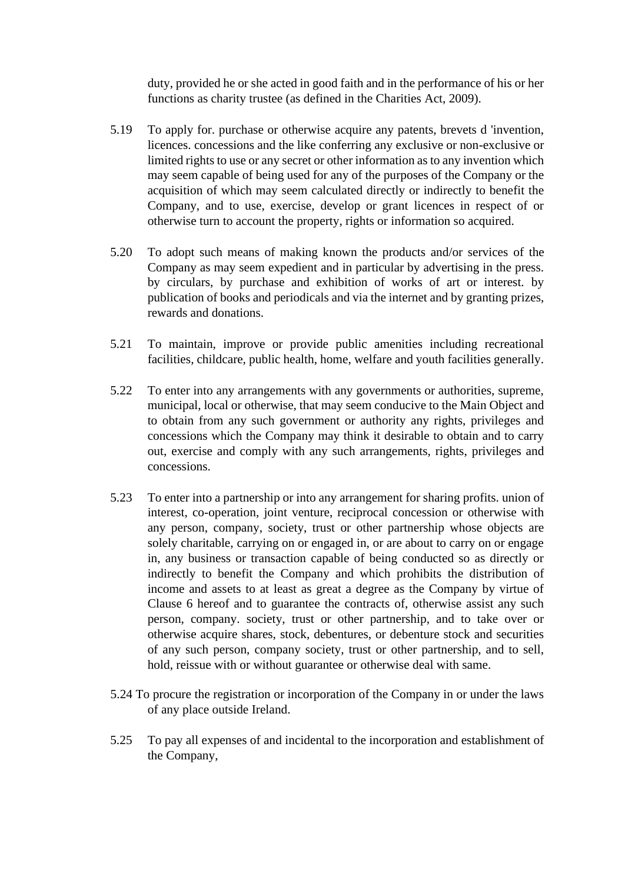duty, provided he or she acted in good faith and in the performance of his or her functions as charity trustee (as defined in the Charities Act, 2009).

5.19 To apply for. purchase or otherwise acquire any patents, brevets d 'invention, licences. concessions and the like conferring any exclusive or non-exclusive or limited rights to use or any secret or other information as to any invention which may seem capable of being used for any of the purposes of the Company or the acquisition of which may seem calculated directly or indirectly to benefit the Company, and to use, exercise, develop or grant licences in respect of or otherwise turn to account the property, rights or information so acquired.

5.20 To adopt such means of making known the products and/or services of the Company as may seem expedient and in particular by advertising in the press. by circulars, by purchase and exhibition of works of art or interest. by publication of books and periodicals and via the internet and by granting prizes, rewards and donations.

5.21 To maintain, improve or provide public amenities including recreational facilities, childcare, public health, home, welfare and youth facilities generally.

5.22 To enter into any arrangements with any governments or authorities, supreme, municipal, local or otherwise, that may seem conducive to the Main Object and to obtain from any such government or authority any rights, privileges and concessions which the Company may think it desirable to obtain and to carry out, exercise and comply with any such arrangements, rights, privileges and concessions.

5.23 To enter into a partnership or into any arrangement for sharing profits. union of interest, co-operation, joint venture, reciprocal concession or otherwise with any person, company, society, trust or other partnership whose objects are solely charitable, carrying on or engaged in, or are about to carry on or engage in, any business or transaction capable of being conducted so as directly or indirectly to benefit the Company and which prohibits the distribution of income and assets to at least as great a degree as the Company by virtue of Clause 6 hereof and to guarantee the contracts of, otherwise assist any such person, company. society, trust or other partnership, and to take over or otherwise acquire shares, stock, debentures, or debenture stock and securities of any such person, company society, trust or other partnership, and to sell, hold, reissue with or without guarantee or otherwise deal with same.

5.24 To procure the registration or incorporation of the Company in or under the laws of any place outside Ireland.

5.25 To pay all expenses of and incidental to the incorporation and establishment of the Company,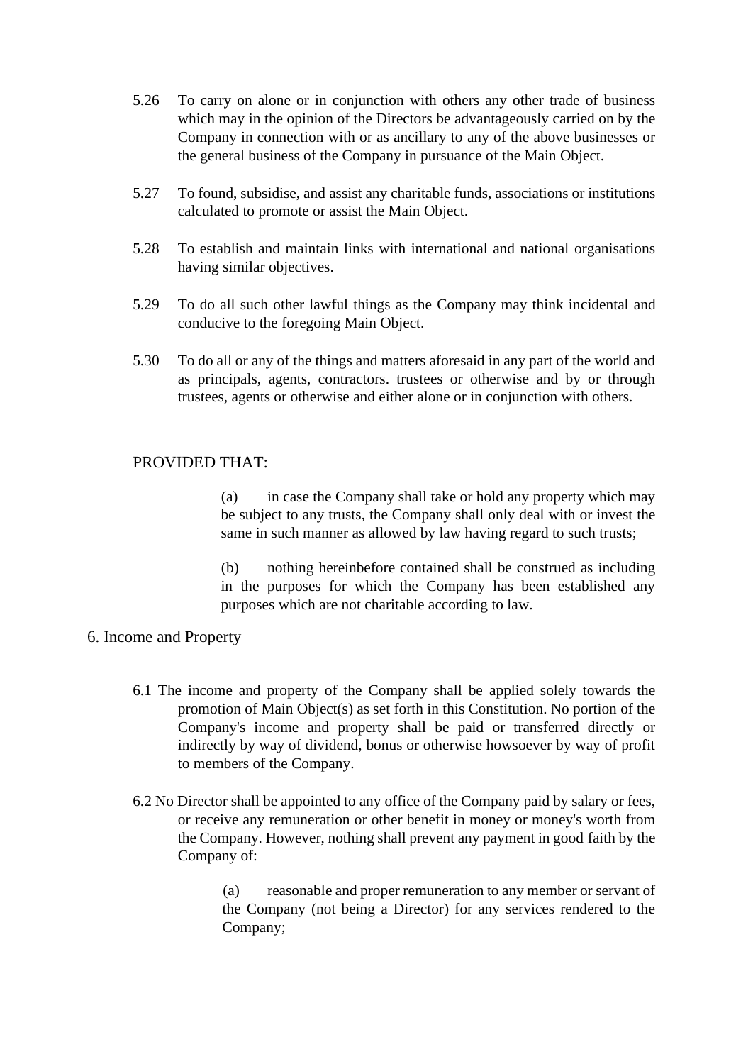5.26 To carry on alone or in conjunction with others any other trade of business which may in the opinion of the Directors be advantageously carried on by the Company in connection with or as ancillary to any of the above businesses or the general business of the Company in pursuance of the Main Object.

5.27 To found, subsidise, and assist any charitable funds, associations or institutions calculated to promote or assist the Main Object.

5.28 To establish and maintain links with international and national organisations having similar objectives.

5.29 To do all such other lawful things as the Company may think incidental and conducive to the foregoing Main Object.

5.30 To do all or any of the things and matters aforesaid in any part of the world and as principals, agents, contractors. trustees or otherwise and by or through trustees, agents or otherwise and either alone or in conjunction with others.

PROVIDED THAT:

(a) in case the Company shall take or hold any property which may be subject to any trusts, the Company shall only deal with or invest the same in such manner as allowed by law having regard to such trusts;

(b) nothing hereinbefore contained shall be construed as including in the purposes for which the Company has been established any purposes which are not charitable according to law.

## 6. Income and Property

6.1 The income and property of the Company shall be applied solely towards the promotion of Main Object(s) as set forth in this Constitution. No portion of the Company's income and property shall be paid or transferred directly or indirectly by way of dividend, bonus or otherwise howsoever by way of profit to members of the Company.

6.2 No Director shall be appointed to any office of the Company paid by salary or fees, or receive any remuneration or other benefit in money or money's worth from the Company. However, nothing shall prevent any payment in good faith by the Company of:

(a) reasonable and proper remuneration to any member or servant of the Company (not being a Director) for any services rendered to the Company;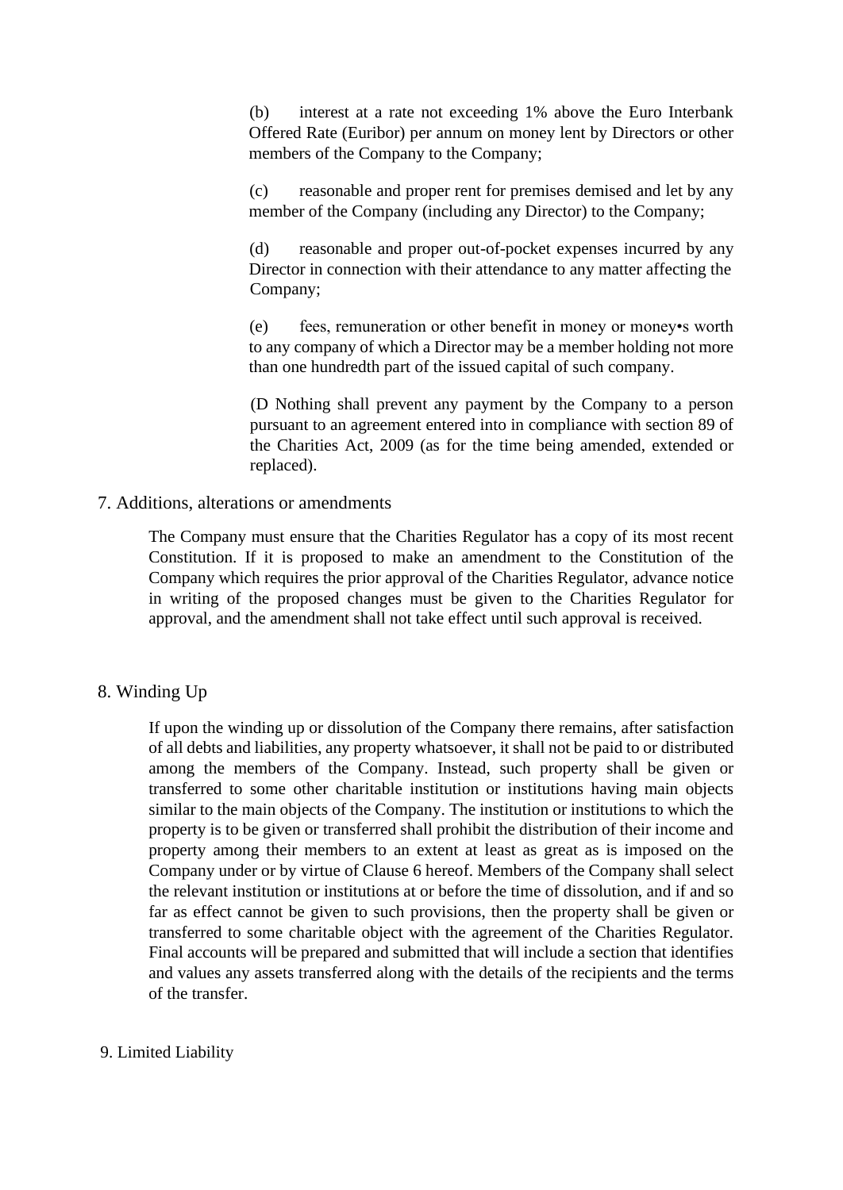(b) interest at a rate not exceeding 1% above the Euro Interbank Offered Rate (Euribor) per annum on money lent by Directors or other members of the Company to the Company;

(c) reasonable and proper rent for premises demised and let by any member of the Company (including any Director) to the Company;

(d) reasonable and proper out-of-pocket expenses incurred by any Director in connection with their attendance to any matter affecting the Company;

(e) fees, remuneration or other benefit in money or money•s worth to any company of which a Director may be a member holding not more than one hundredth part of the issued capital of such company.

(D Nothing shall prevent any payment by the Company to a person pursuant to an agreement entered into in compliance with section 89 of the Charities Act, 2009 (as for the time being amended, extended or replaced).

## 7. Additions, alterations or amendments

The Company must ensure that the Charities Regulator has a copy of its most recent Constitution. If it is proposed to make an amendment to the Constitution of the Company which requires the prior approval of the Charities Regulator, advance notice in writing of the proposed changes must be given to the Charities Regulator for approval, and the amendment shall not take effect until such approval is received.

## 8. Winding Up

If upon the winding up or dissolution of the Company there remains, after satisfaction of all debts and liabilities, any property whatsoever, it shall not be paid to or distributed among the members of the Company. Instead, such property shall be given or transferred to some other charitable institution or institutions having main objects similar to the main objects of the Company. The institution or institutions to which the property is to be given or transferred shall prohibit the distribution of their income and property among their members to an extent at least as great as is imposed on the Company under or by virtue of Clause 6 hereof. Members of the Company shall select the relevant institution or institutions at or before the time of dissolution, and if and so far as effect cannot be given to such provisions, then the property shall be given or transferred to some charitable object with the agreement of the Charities Regulator. Final accounts will be prepared and submitted that will include a section that identifies and values any assets transferred along with the details of the recipients and the terms of the transfer.

## 9. Limited Liability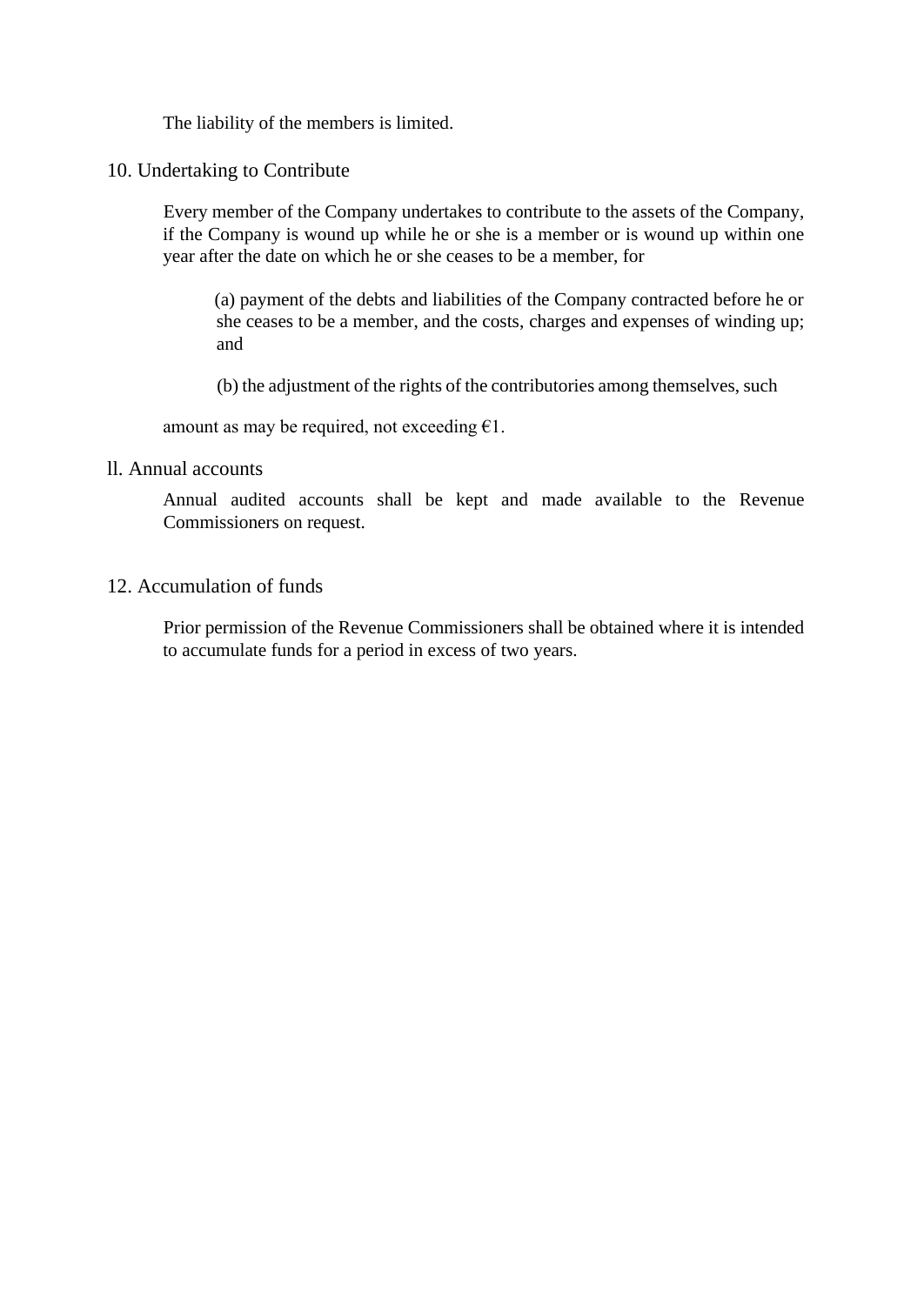The liability of the members is limited.

## 10. Undertaking to Contribute

Every member of the Company undertakes to contribute to the assets of the Company, if the Company is wound up while he or she is a member or is wound up within one year after the date on which he or she ceases to be a member, for

(a) payment of the debts and liabilities of the Company contracted before he or she ceases to be a member, and the costs, charges and expenses of winding up; and

(b) the adjustment of the rights of the contributories among themselves, such

amount as may be required, not exceeding €1.

## ll. Annual accounts

Annual audited accounts shall be kept and made available to the Revenue Commissioners on request.

## 12. Accumulation of funds

Prior permission of the Revenue Commissioners shall be obtained where it is intended to accumulate funds for a period in excess of two years.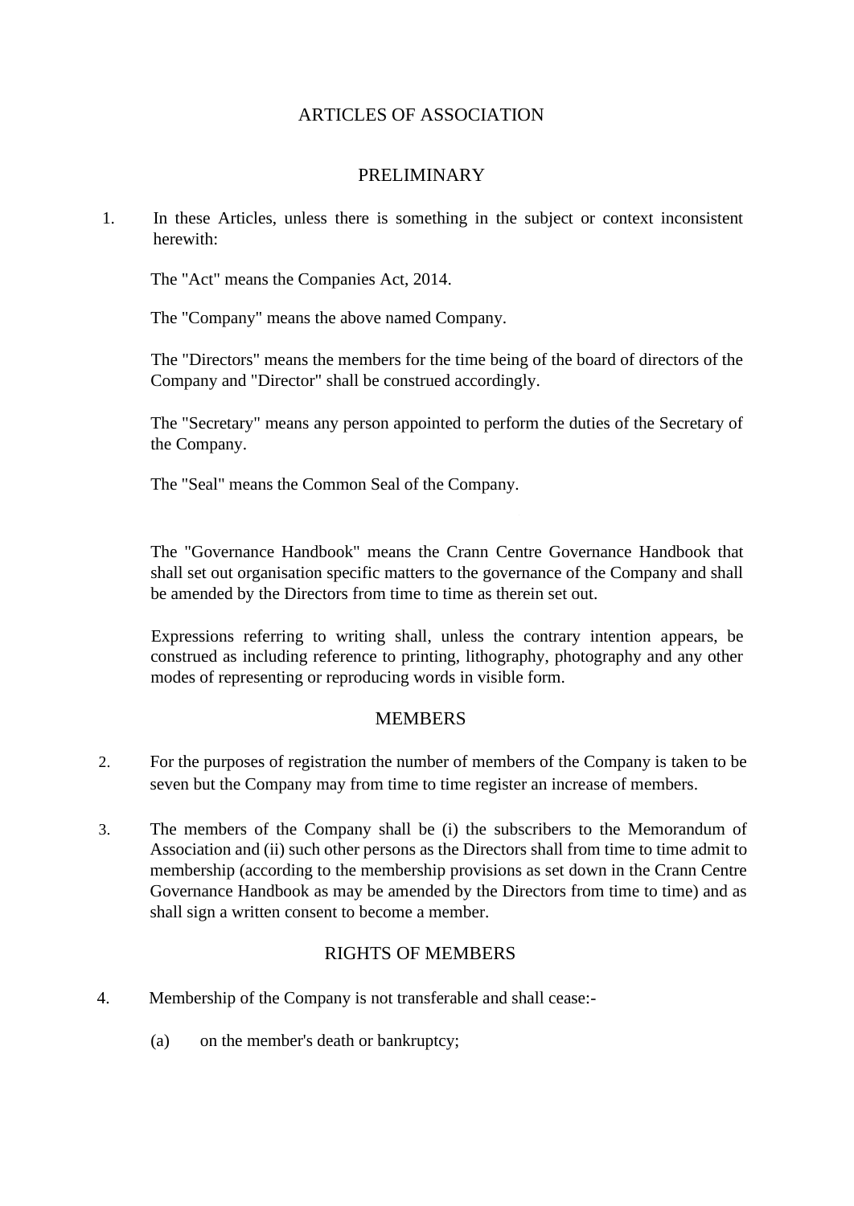# ARTICLES OF ASSOCIATION

## PRELIMINARY

1. In these Articles, unless there is something in the subject or context inconsistent herewith:

   The "Act" means the Companies Act, 2014.

   The "Company" means the above named Company.

   The "Directors" means the members for the time being of the board of directors of the Company and "Director" shall be construed accordingly.

   The "Secretary" means any person appointed to perform the duties of the Secretary of the Company.

   The "Seal" means the Common Seal of the Company.

   The "Governance Handbook" means the Crann Centre Governance Handbook that shall set out organisation specific matters to the governance of the Company and shall be amended by the Directors from time to time as therein set out.

   Expressions referring to writing shall, unless the contrary intention appears, be construed as including reference to printing, lithography, photography and any other modes of representing or reproducing words in visible form.

## MEMBERS

2. For the purposes of registration the number of members of the Company is taken to be seven but the Company may from time to time register an increase of members.

3. The members of the Company shall be (i) the subscribers to the Memorandum of Association and (ii) such other persons as the Directors shall from time to time admit to membership (according to the membership provisions as set down in the Crann Centre Governance Handbook as may be amended by the Directors from time to time) and as shall sign a written consent to become a member.

## RIGHTS OF MEMBERS

4. Membership of the Company is not transferable and shall cease:-

   (a) on the member's death or bankruptcy;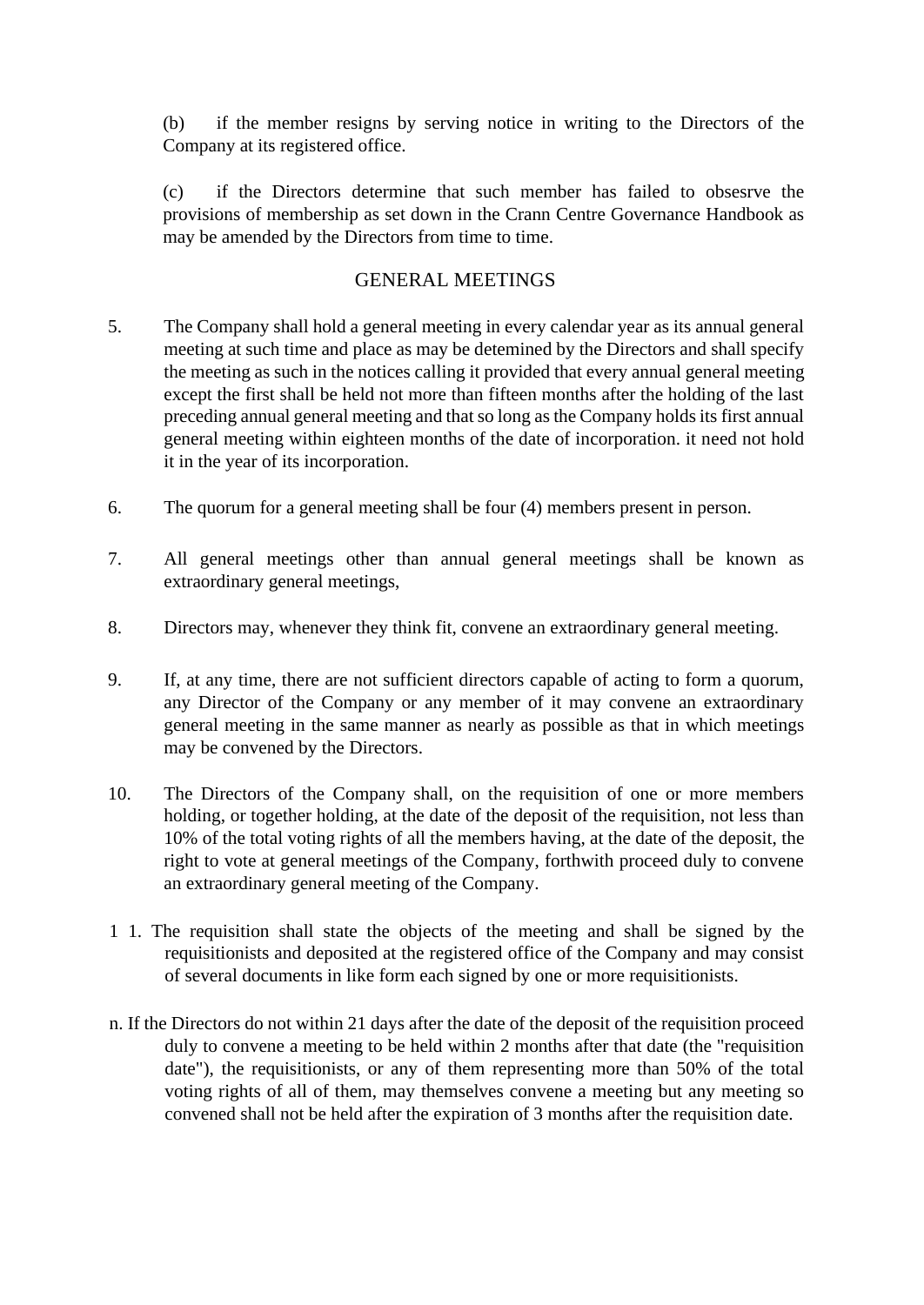(b) if the member resigns by serving notice in writing to the Directors of the Company at its registered office.

(c) if the Directors determine that such member has failed to obsesrve the provisions of membership as set down in the Crann Centre Governance Handbook as may be amended by the Directors from time to time.

## GENERAL MEETINGS

5. The Company shall hold a general meeting in every calendar year as its annual general meeting at such time and place as may be detemined by the Directors and shall specify the meeting as such in the notices calling it provided that every annual general meeting except the first shall be held not more than fifteen months after the holding of the last preceding annual general meeting and that so long as the Company holds its first annual general meeting within eighteen months of the date of incorporation. it need not hold it in the year of its incorporation.

6. The quorum for a general meeting shall be four (4) members present in person.

7. All general meetings other than annual general meetings shall be known as extraordinary general meetings,

8. Directors may, whenever they think fit, convene an extraordinary general meeting.

9. If, at any time, there are not sufficient directors capable of acting to form a quorum, any Director of the Company or any member of it may convene an extraordinary general meeting in the same manner as nearly as possible as that in which meetings may be convened by the Directors.

10. The Directors of the Company shall, on the requisition of one or more members holding, or together holding, at the date of the deposit of the requisition, not less than 10% of the total voting rights of all the members having, at the date of the deposit, the right to vote at general meetings of the Company, forthwith proceed duly to convene an extraordinary general meeting of the Company.

1 1. The requisition shall state the objects of the meeting and shall be signed by the requisitionists and deposited at the registered office of the Company and may consist of several documents in like form each signed by one or more requisitionists.

n. If the Directors do not within 21 days after the date of the deposit of the requisition proceed duly to convene a meeting to be held within 2 months after that date (the "requisition date"), the requisitionists, or any of them representing more than 50% of the total voting rights of all of them, may themselves convene a meeting but any meeting so convened shall not be held after the expiration of 3 months after the requisition date.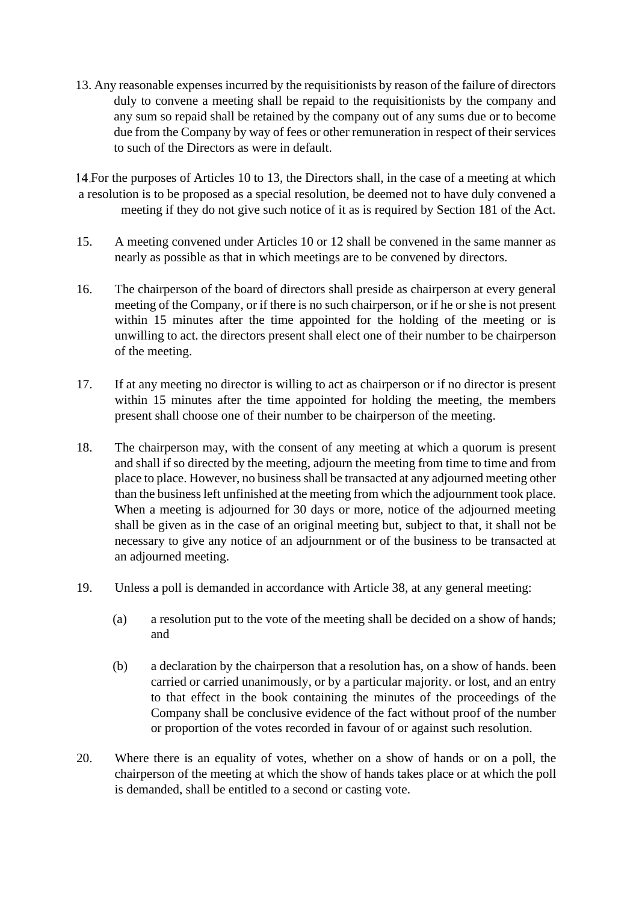13. Any reasonable expenses incurred by the requisitionists by reason of the failure of directors duly to convene a meeting shall be repaid to the requisitionists by the company and any sum so repaid shall be retained by the company out of any sums due or to become due from the Company by way of fees or other remuneration in respect of their services to such of the Directors as were in default.

14. For the purposes of Articles 10 to 13, the Directors shall, in the case of a meeting at which a resolution is to be proposed as a special resolution, be deemed not to have duly convened a meeting if they do not give such notice of it as is required by Section 181 of the Act.

15. A meeting convened under Articles 10 or 12 shall be convened in the same manner as nearly as possible as that in which meetings are to be convened by directors.

16. The chairperson of the board of directors shall preside as chairperson at every general meeting of the Company, or if there is no such chairperson, or if he or she is not present within 15 minutes after the time appointed for the holding of the meeting or is unwilling to act. the directors present shall elect one of their number to be chairperson of the meeting.

17. If at any meeting no director is willing to act as chairperson or if no director is present within 15 minutes after the time appointed for holding the meeting, the members present shall choose one of their number to be chairperson of the meeting.

18. The chairperson may, with the consent of any meeting at which a quorum is present and shall if so directed by the meeting, adjourn the meeting from time to time and from place to place. However, no business shall be transacted at any adjourned meeting other than the business left unfinished at the meeting from which the adjournment took place. When a meeting is adjourned for 30 days or more, notice of the adjourned meeting shall be given as in the case of an original meeting but, subject to that, it shall not be necessary to give any notice of an adjournment or of the business to be transacted at an adjourned meeting.

19. Unless a poll is demanded in accordance with Article 38, at any general meeting:

   (a) a resolution put to the vote of the meeting shall be decided on a show of hands; and

   (b) a declaration by the chairperson that a resolution has, on a show of hands. been carried or carried unanimously, or by a particular majority. or lost, and an entry to that effect in the book containing the minutes of the proceedings of the Company shall be conclusive evidence of the fact without proof of the number or proportion of the votes recorded in favour of or against such resolution.

20. Where there is an equality of votes, whether on a show of hands or on a poll, the chairperson of the meeting at which the show of hands takes place or at which the poll is demanded, shall be entitled to a second or casting vote.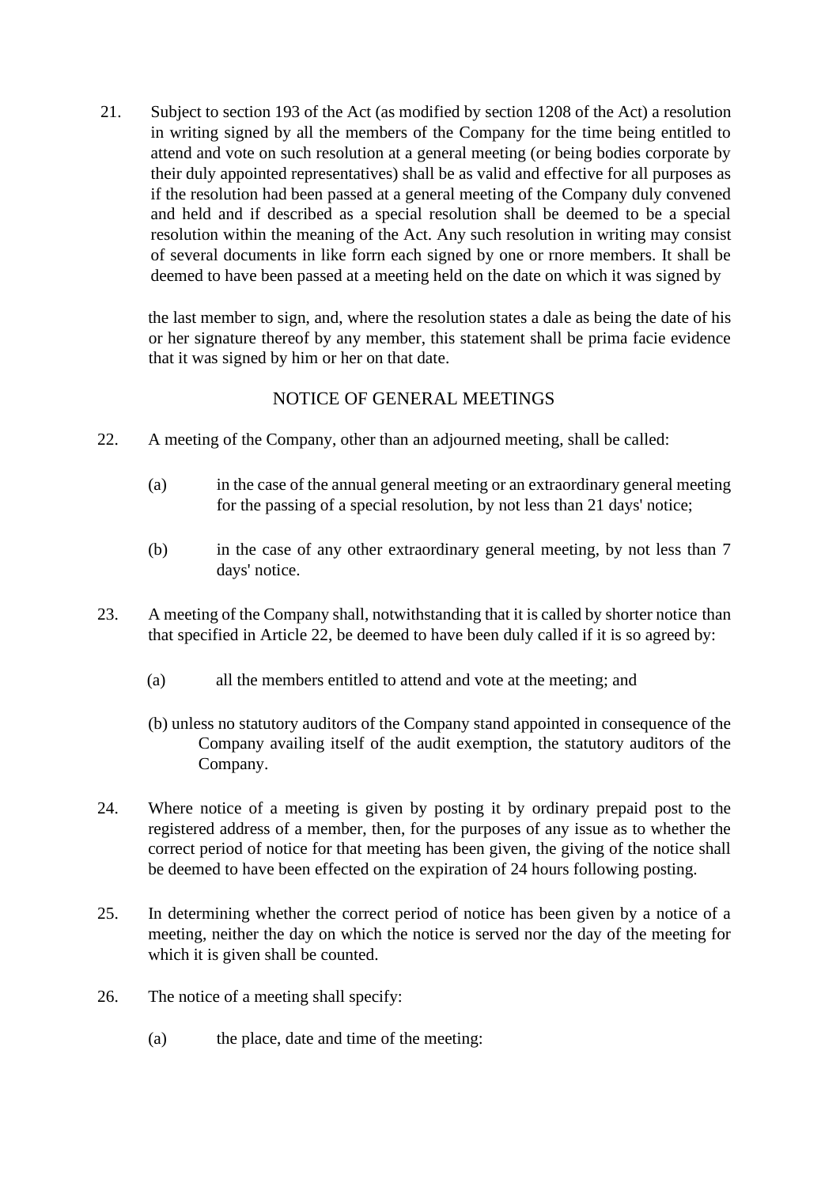21. Subject to section 193 of the Act (as modified by section 1208 of the Act) a resolution in writing signed by all the members of the Company for the time being entitled to attend and vote on such resolution at a general meeting (or being bodies corporate by their duly appointed representatives) shall be as valid and effective for all purposes as if the resolution had been passed at a general meeting of the Company duly convened and held and if described as a special resolution shall be deemed to be a special resolution within the meaning of the Act. Any such resolution in writing may consist of several documents in like forrn each signed by one or rnore members. It shall be deemed to have been passed at a meeting held on the date on which it was signed by the last member to sign, and, where the resolution states a dale as being the date of his or her signature thereof by any member, this statement shall be prima facie evidence that it was signed by him or her on that date.

## NOTICE OF GENERAL MEETINGS

22. A meeting of the Company, other than an adjourned meeting, shall be called:

    (a) in the case of the annual general meeting or an extraordinary general meeting for the passing of a special resolution, by not less than 21 days' notice;

    (b) in the case of any other extraordinary general meeting, by not less than 7 days' notice.

23. A meeting of the Company shall, notwithstanding that it is called by shorter notice than that specified in Article 22, be deemed to have been duly called if it is so agreed by:

    (a) all the members entitled to attend and vote at the meeting; and

    (b) unless no statutory auditors of the Company stand appointed in consequence of the Company availing itself of the audit exemption, the statutory auditors of the Company.

24. Where notice of a meeting is given by posting it by ordinary prepaid post to the registered address of a member, then, for the purposes of any issue as to whether the correct period of notice for that meeting has been given, the giving of the notice shall be deemed to have been effected on the expiration of 24 hours following posting.

25. In determining whether the correct period of notice has been given by a notice of a meeting, neither the day on which the notice is served nor the day of the meeting for which it is given shall be counted.

26. The notice of a meeting shall specify:

    (a) the place, date and time of the meeting: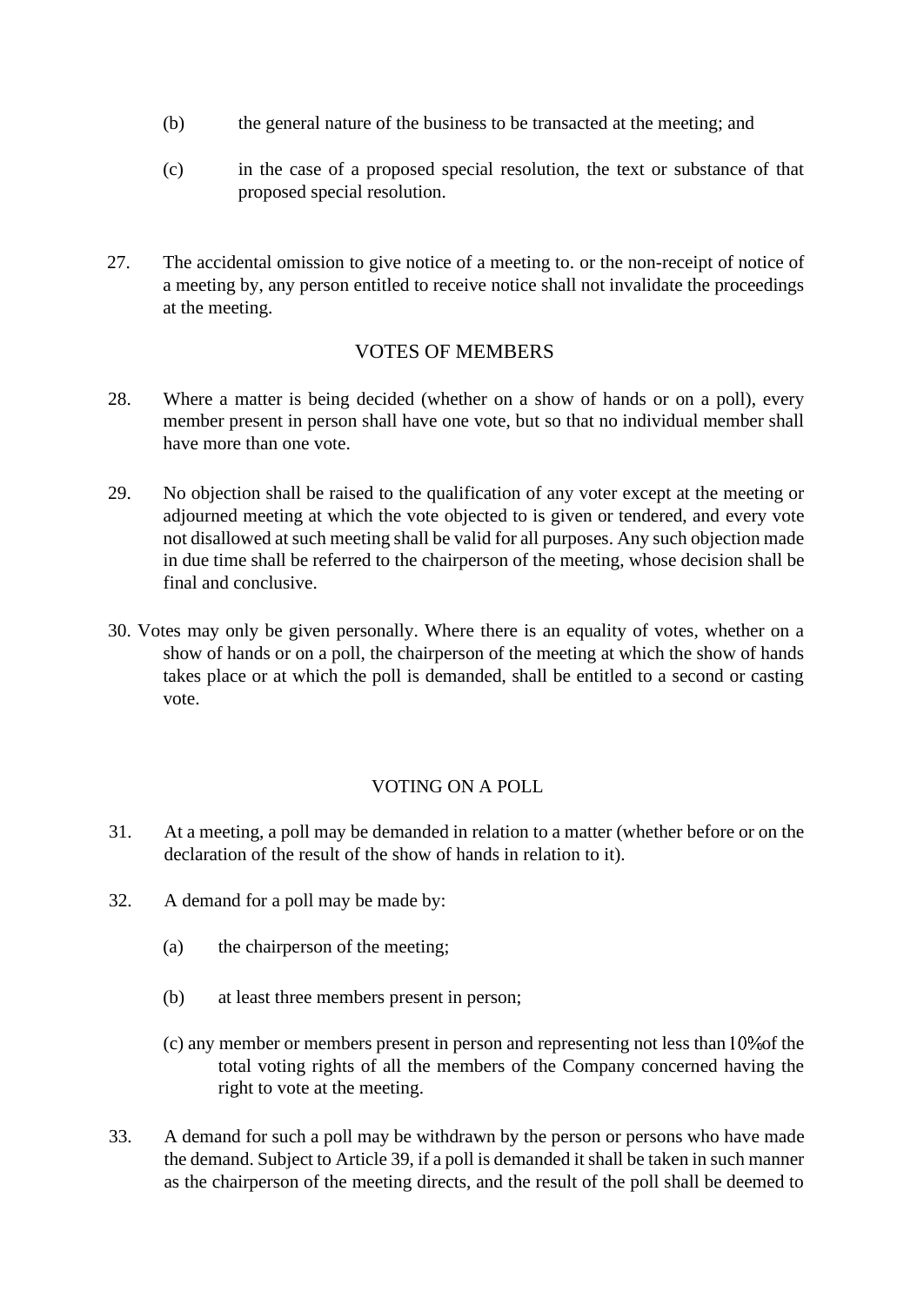(b) the general nature of the business to be transacted at the meeting; and

(c) in the case of a proposed special resolution, the text or substance of that proposed special resolution.

27. The accidental omission to give notice of a meeting to. or the non-receipt of notice of a meeting by, any person entitled to receive notice shall not invalidate the proceedings at the meeting.

## VOTES OF MEMBERS

28. Where a matter is being decided (whether on a show of hands or on a poll), every member present in person shall have one vote, but so that no individual member shall have more than one vote.

29. No objection shall be raised to the qualification of any voter except at the meeting or adjourned meeting at which the vote objected to is given or tendered, and every vote not disallowed at such meeting shall be valid for all purposes. Any such objection made in due time shall be referred to the chairperson of the meeting, whose decision shall be final and conclusive.

30. Votes may only be given personally. Where there is an equality of votes, whether on a show of hands or on a poll, the chairperson of the meeting at which the show of hands takes place or at which the poll is demanded, shall be entitled to a second or casting vote.

## VOTING ON A POLL

31. At a meeting, a poll may be demanded in relation to a matter (whether before or on the declaration of the result of the show of hands in relation to it).

32. A demand for a poll may be made by:

(a) the chairperson of the meeting;

(b) at least three members present in person;

(c) any member or members present in person and representing not less than 10%of the total voting rights of all the members of the Company concerned having the right to vote at the meeting.

33. A demand for such a poll may be withdrawn by the person or persons who have made the demand. Subject to Article 39, if a poll is demanded it shall be taken in such manner as the chairperson of the meeting directs, and the result of the poll shall be deemed to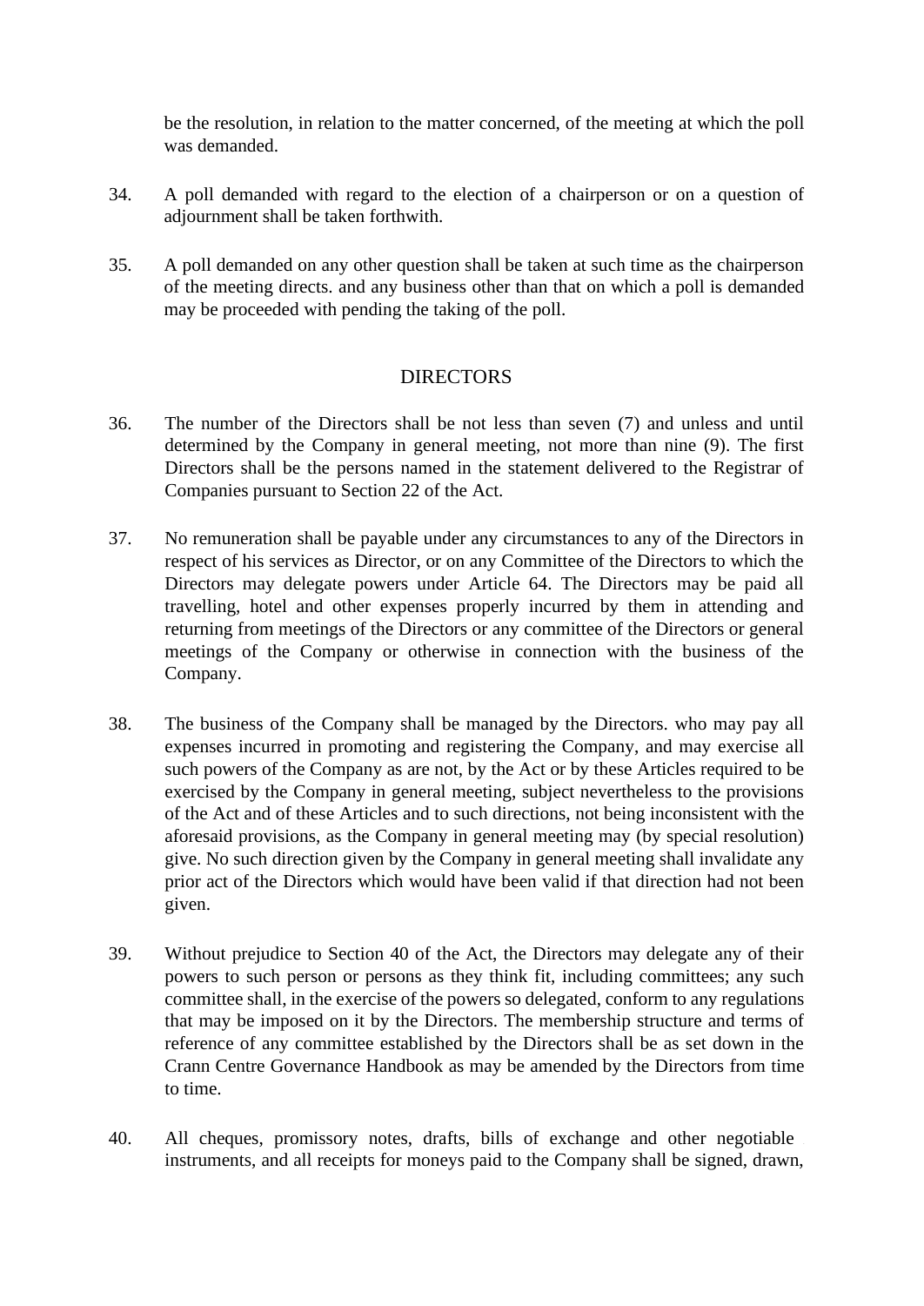be the resolution, in relation to the matter concerned, of the meeting at which the poll was demanded.

34. A poll demanded with regard to the election of a chairperson or on a question of adjournment shall be taken forthwith.

35. A poll demanded on any other question shall be taken at such time as the chairperson of the meeting directs. and any business other than that on which a poll is demanded may be proceeded with pending the taking of the poll.

## DIRECTORS

36. The number of the Directors shall be not less than seven (7) and unless and until determined by the Company in general meeting, not more than nine (9). The first Directors shall be the persons named in the statement delivered to the Registrar of Companies pursuant to Section 22 of the Act.

37. No remuneration shall be payable under any circumstances to any of the Directors in respect of his services as Director, or on any Committee of the Directors to which the Directors may delegate powers under Article 64. The Directors may be paid all travelling, hotel and other expenses properly incurred by them in attending and returning from meetings of the Directors or any committee of the Directors or general meetings of the Company or otherwise in connection with the business of the Company.

38. The business of the Company shall be managed by the Directors. who may pay all expenses incurred in promoting and registering the Company, and may exercise all such powers of the Company as are not, by the Act or by these Articles required to be exercised by the Company in general meeting, subject nevertheless to the provisions of the Act and of these Articles and to such directions, not being inconsistent with the aforesaid provisions, as the Company in general meeting may (by special resolution) give. No such direction given by the Company in general meeting shall invalidate any prior act of the Directors which would have been valid if that direction had not been given.

39. Without prejudice to Section 40 of the Act, the Directors may delegate any of their powers to such person or persons as they think fit, including committees; any such committee shall, in the exercise of the powers so delegated, conform to any regulations that may be imposed on it by the Directors. The membership structure and terms of reference of any committee established by the Directors shall be as set down in the Crann Centre Governance Handbook as may be amended by the Directors from time to time.

40. All cheques, promissory notes, drafts, bills of exchange and other negotiable instruments, and all receipts for moneys paid to the Company shall be signed, drawn,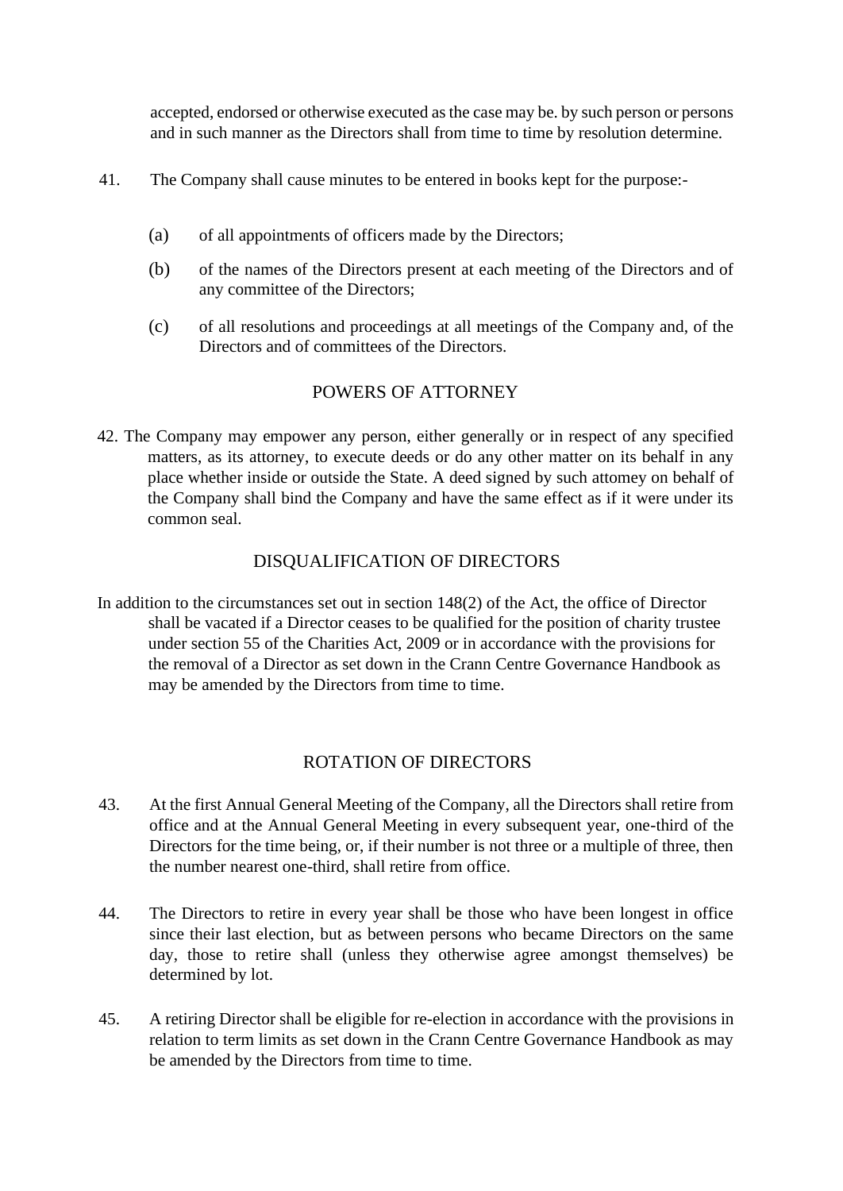accepted, endorsed or otherwise executed as the case may be. by such person or persons and in such manner as the Directors shall from time to time by resolution determine.

41. The Company shall cause minutes to be entered in books kept for the purpose:-

   (a) of all appointments of officers made by the Directors;

   (b) of the names of the Directors present at each meeting of the Directors and of any committee of the Directors;

   (c) of all resolutions and proceedings at all meetings of the Company and, of the Directors and of committees of the Directors.

## POWERS OF ATTORNEY

42. The Company may empower any person, either generally or in respect of any specified matters, as its attorney, to execute deeds or do any other matter on its behalf in any place whether inside or outside the State. A deed signed by such attomey on behalf of the Company shall bind the Company and have the same effect as if it were under its common seal.

## DISQUALIFICATION OF DIRECTORS

In addition to the circumstances set out in section 148(2) of the Act, the office of Director shall be vacated if a Director ceases to be qualified for the position of charity trustee under section 55 of the Charities Act, 2009 or in accordance with the provisions for the removal of a Director as set down in the Crann Centre Governance Handbook as may be amended by the Directors from time to time.

## ROTATION OF DIRECTORS

43. At the first Annual General Meeting of the Company, all the Directors shall retire from office and at the Annual General Meeting in every subsequent year, one-third of the Directors for the time being, or, if their number is not three or a multiple of three, then the number nearest one-third, shall retire from office.

44. The Directors to retire in every year shall be those who have been longest in office since their last election, but as between persons who became Directors on the same day, those to retire shall (unless they otherwise agree amongst themselves) be determined by lot.

45. A retiring Director shall be eligible for re-election in accordance with the provisions in relation to term limits as set down in the Crann Centre Governance Handbook as may be amended by the Directors from time to time.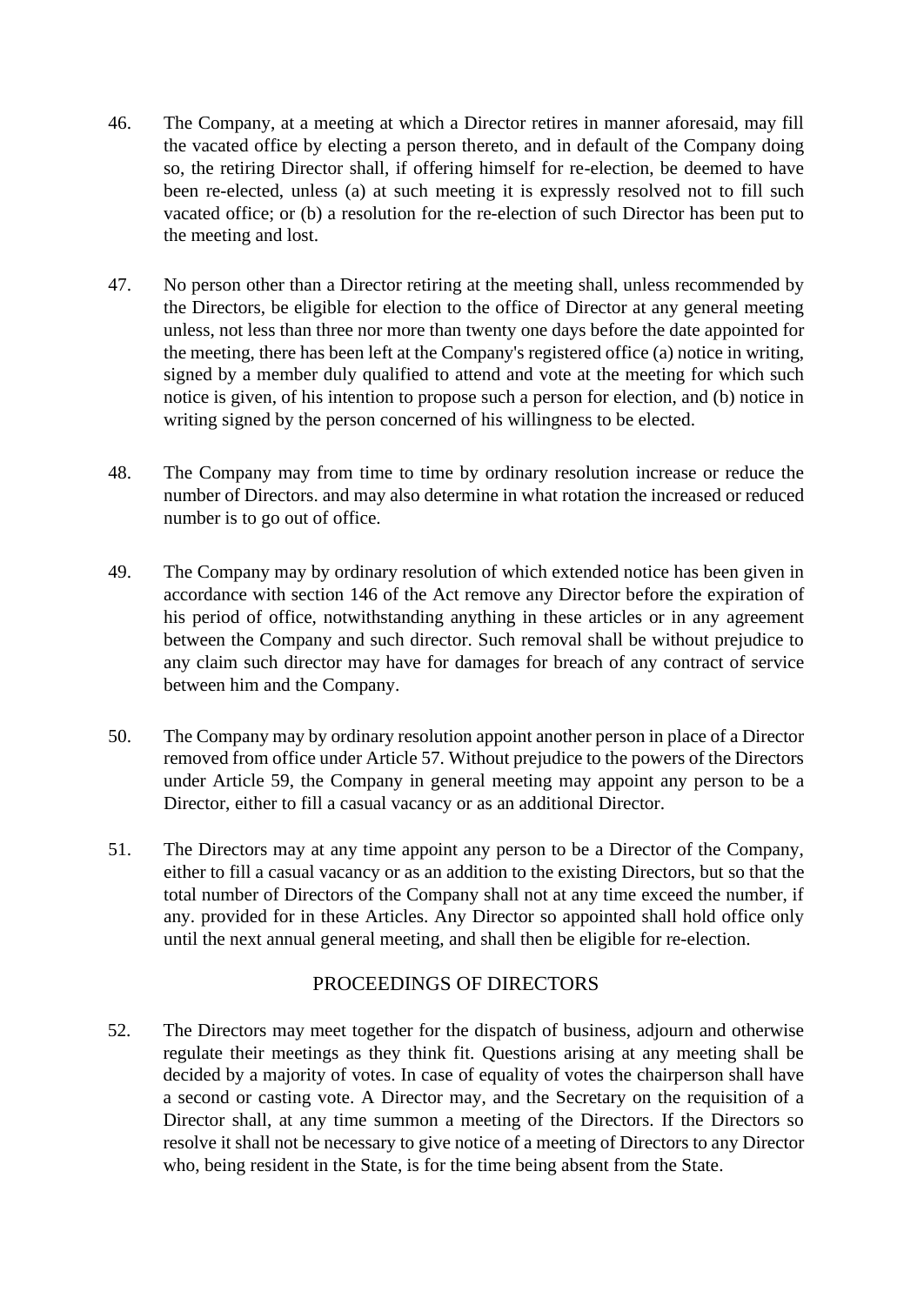46. The Company, at a meeting at which a Director retires in manner aforesaid, may fill the vacated office by electing a person thereto, and in default of the Company doing so, the retiring Director shall, if offering himself for re-election, be deemed to have been re-elected, unless (a) at such meeting it is expressly resolved not to fill such vacated office; or (b) a resolution for the re-election of such Director has been put to the meeting and lost.

47. No person other than a Director retiring at the meeting shall, unless recommended by the Directors, be eligible for election to the office of Director at any general meeting unless, not less than three nor more than twenty one days before the date appointed for the meeting, there has been left at the Company's registered office (a) notice in writing, signed by a member duly qualified to attend and vote at the meeting for which such notice is given, of his intention to propose such a person for election, and (b) notice in writing signed by the person concerned of his willingness to be elected.

48. The Company may from time to time by ordinary resolution increase or reduce the number of Directors. and may also determine in what rotation the increased or reduced number is to go out of office.

49. The Company may by ordinary resolution of which extended notice has been given in accordance with section 146 of the Act remove any Director before the expiration of his period of office, notwithstanding anything in these articles or in any agreement between the Company and such director. Such removal shall be without prejudice to any claim such director may have for damages for breach of any contract of service between him and the Company.

50. The Company may by ordinary resolution appoint another person in place of a Director removed from office under Article 57. Without prejudice to the powers of the Directors under Article 59, the Company in general meeting may appoint any person to be a Director, either to fill a casual vacancy or as an additional Director.

51. The Directors may at any time appoint any person to be a Director of the Company, either to fill a casual vacancy or as an addition to the existing Directors, but so that the total number of Directors of the Company shall not at any time exceed the number, if any. provided for in these Articles. Any Director so appointed shall hold office only until the next annual general meeting, and shall then be eligible for re-election.

## PROCEEDINGS OF DIRECTORS

52. The Directors may meet together for the dispatch of business, adjourn and otherwise regulate their meetings as they think fit. Questions arising at any meeting shall be decided by a majority of votes. In case of equality of votes the chairperson shall have a second or casting vote. A Director may, and the Secretary on the requisition of a Director shall, at any time summon a meeting of the Directors. If the Directors so resolve it shall not be necessary to give notice of a meeting of Directors to any Director who, being resident in the State, is for the time being absent from the State.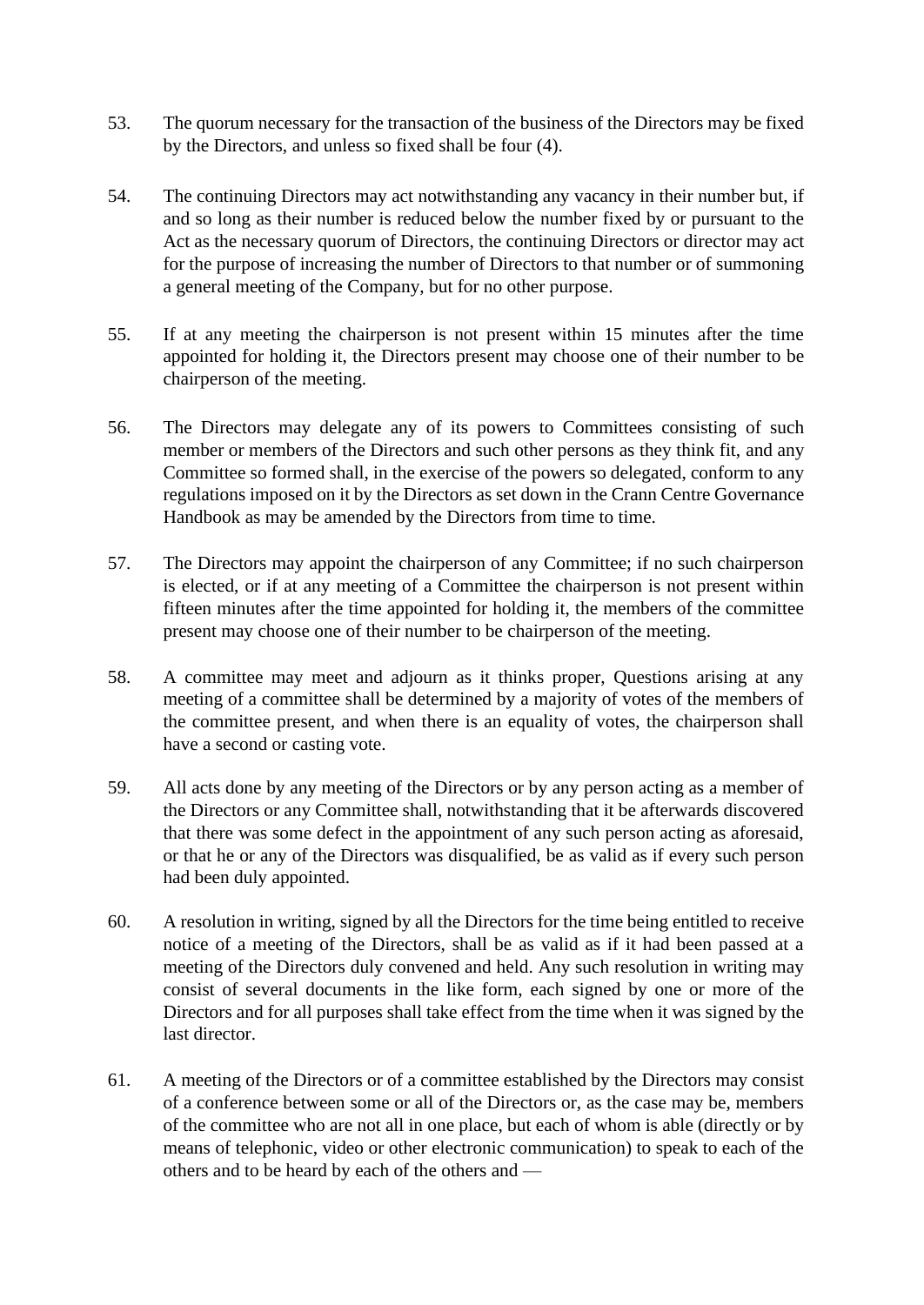53. The quorum necessary for the transaction of the business of the Directors may be fixed by the Directors, and unless so fixed shall be four (4).

54. The continuing Directors may act notwithstanding any vacancy in their number but, if and so long as their number is reduced below the number fixed by or pursuant to the Act as the necessary quorum of Directors, the continuing Directors or director may act for the purpose of increasing the number of Directors to that number or of summoning a general meeting of the Company, but for no other purpose.

55. If at any meeting the chairperson is not present within 15 minutes after the time appointed for holding it, the Directors present may choose one of their number to be chairperson of the meeting.

56. The Directors may delegate any of its powers to Committees consisting of such member or members of the Directors and such other persons as they think fit, and any Committee so formed shall, in the exercise of the powers so delegated, conform to any regulations imposed on it by the Directors as set down in the Crann Centre Governance Handbook as may be amended by the Directors from time to time.

57. The Directors may appoint the chairperson of any Committee; if no such chairperson is elected, or if at any meeting of a Committee the chairperson is not present within fifteen minutes after the time appointed for holding it, the members of the committee present may choose one of their number to be chairperson of the meeting.

58. A committee may meet and adjourn as it thinks proper, Questions arising at any meeting of a committee shall be determined by a majority of votes of the members of the committee present, and when there is an equality of votes, the chairperson shall have a second or casting vote.

59. All acts done by any meeting of the Directors or by any person acting as a member of the Directors or any Committee shall, notwithstanding that it be afterwards discovered that there was some defect in the appointment of any such person acting as aforesaid, or that he or any of the Directors was disqualified, be as valid as if every such person had been duly appointed.

60. A resolution in writing, signed by all the Directors for the time being entitled to receive notice of a meeting of the Directors, shall be as valid as if it had been passed at a meeting of the Directors duly convened and held. Any such resolution in writing may consist of several documents in the like form, each signed by one or more of the Directors and for all purposes shall take effect from the time when it was signed by the last director.

61. A meeting of the Directors or of a committee established by the Directors may consist of a conference between some or all of the Directors or, as the case may be, members of the committee who are not all in one place, but each of whom is able (directly or by means of telephonic, video or other electronic communication) to speak to each of the others and to be heard by each of the others and —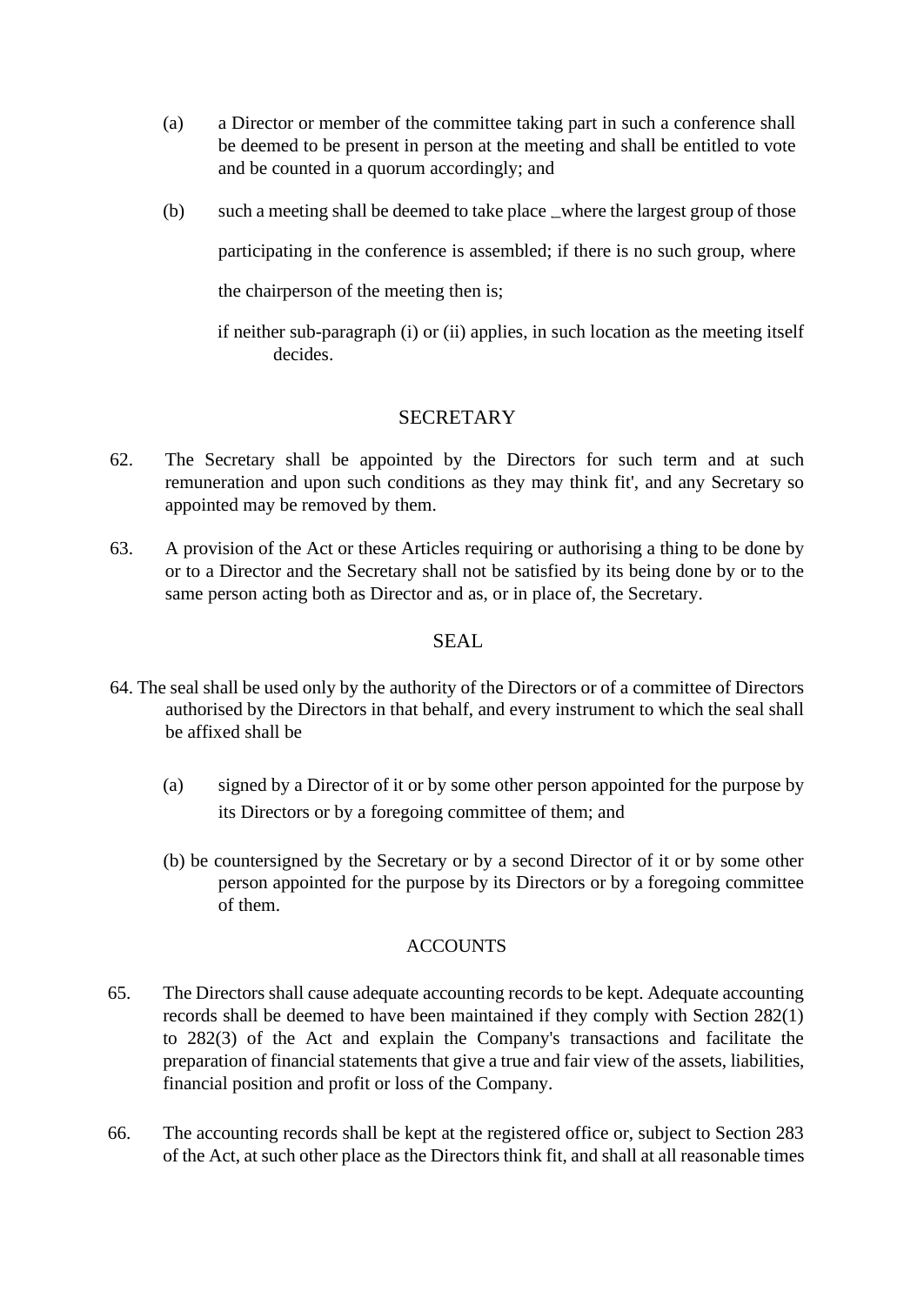(a) a Director or member of the committee taking part in such a conference shall be deemed to be present in person at the meeting and shall be entitled to vote and be counted in a quorum accordingly; and

(b) such a meeting shall be deemed to take place _where the largest group of those participating in the conference is assembled; if there is no such group, where the chairperson of the meeting then is;

if neither sub-paragraph (i) or (ii) applies, in such location as the meeting itself decides.

## SECRETARY

62. The Secretary shall be appointed by the Directors for such term and at such remuneration and upon such conditions as they may think fit', and any Secretary so appointed may be removed by them.

63. A provision of the Act or these Articles requiring or authorising a thing to be done by or to a Director and the Secretary shall not be satisfied by its being done by or to the same person acting both as Director and as, or in place of, the Secretary.

## SEAL

64. The seal shall be used only by the authority of the Directors or of a committee of Directors authorised by the Directors in that behalf, and every instrument to which the seal shall be affixed shall be

(a) signed by a Director of it or by some other person appointed for the purpose by its Directors or by a foregoing committee of them; and

(b) be countersigned by the Secretary or by a second Director of it or by some other person appointed for the purpose by its Directors or by a foregoing committee of them.

## ACCOUNTS

65. The Directors shall cause adequate accounting records to be kept. Adequate accounting records shall be deemed to have been maintained if they comply with Section 282(1) to 282(3) of the Act and explain the Company's transactions and facilitate the preparation of financial statements that give a true and fair view of the assets, liabilities, financial position and profit or loss of the Company.

66. The accounting records shall be kept at the registered office or, subject to Section 283 of the Act, at such other place as the Directors think fit, and shall at all reasonable times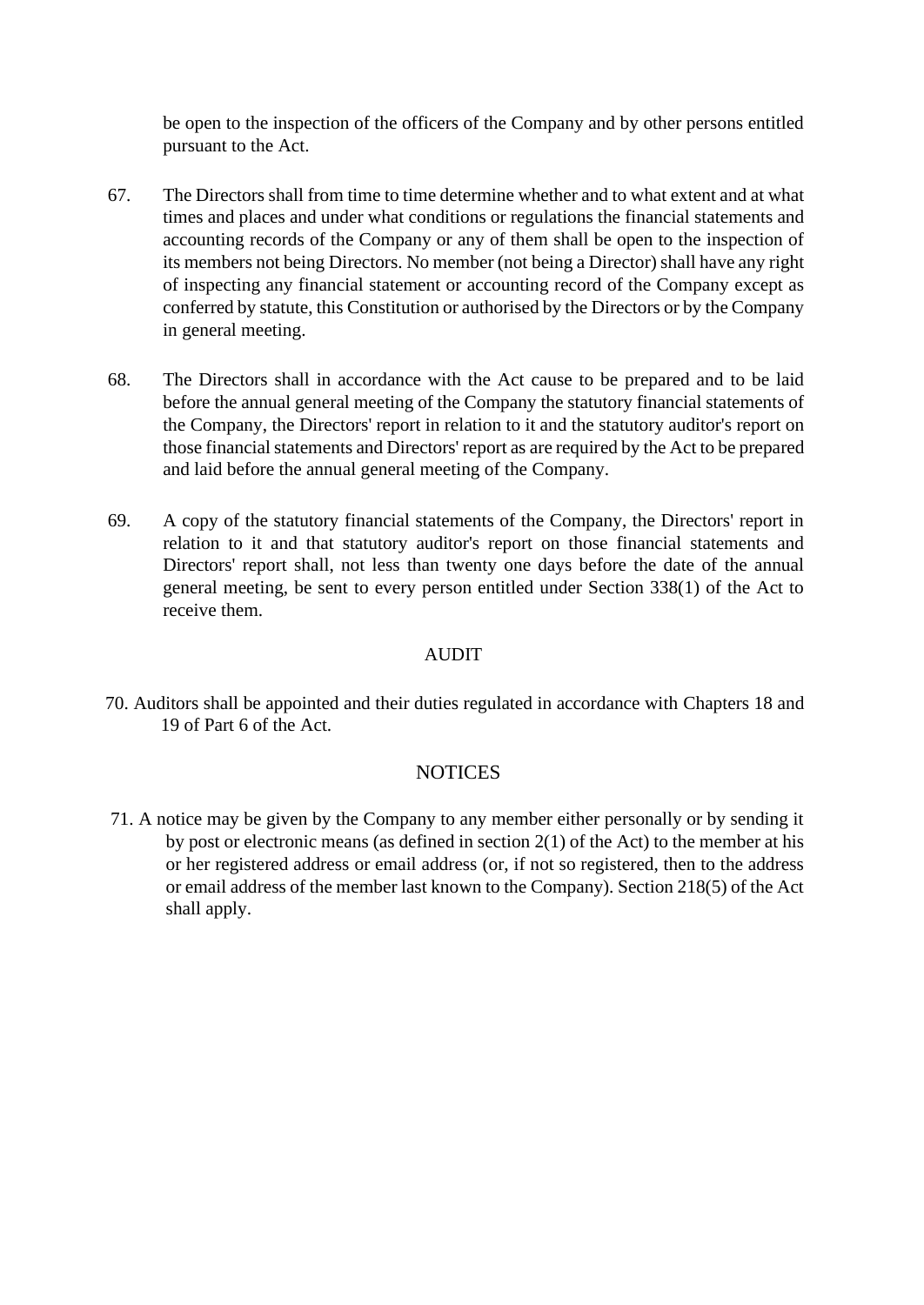be open to the inspection of the officers of the Company and by other persons entitled pursuant to the Act.

67. The Directors shall from time to time determine whether and to what extent and at what times and places and under what conditions or regulations the financial statements and accounting records of the Company or any of them shall be open to the inspection of its members not being Directors. No member (not being a Director) shall have any right of inspecting any financial statement or accounting record of the Company except as conferred by statute, this Constitution or authorised by the Directors or by the Company in general meeting.

68. The Directors shall in accordance with the Act cause to be prepared and to be laid before the annual general meeting of the Company the statutory financial statements of the Company, the Directors' report in relation to it and the statutory auditor's report on those financial statements and Directors' report as are required by the Act to be prepared and laid before the annual general meeting of the Company.

69. A copy of the statutory financial statements of the Company, the Directors' report in relation to it and that statutory auditor's report on those financial statements and Directors' report shall, not less than twenty one days before the date of the annual general meeting, be sent to every person entitled under Section 338(1) of the Act to receive them.

## AUDIT

70. Auditors shall be appointed and their duties regulated in accordance with Chapters 18 and 19 of Part 6 of the Act.

## NOTICES

71. A notice may be given by the Company to any member either personally or by sending it by post or electronic means (as defined in section 2(1) of the Act) to the member at his or her registered address or email address (or, if not so registered, then to the address or email address of the member last known to the Company). Section 218(5) of the Act shall apply.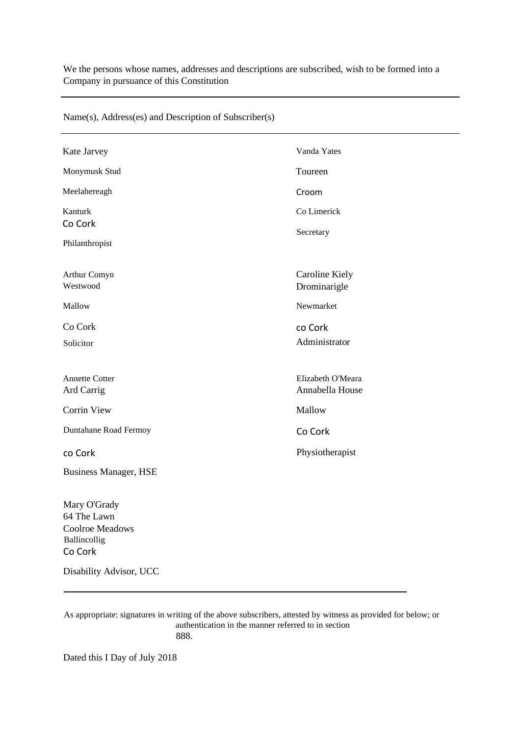We the persons whose names, addresses and descriptions are subscribed, wish to be formed into a Company in pursuance of this Constitution

---

Name(s), Address(es) and Description of Subscriber(s)

---

Kate Jarvey
Monymusk Stud
Meelahereagh
Kanturk
Co Cork
Philanthropist

Vanda Yates
Toureen
Croom
Co Limerick
Secretary

Arthur Comyn
Westwood
Mallow
Co Cork
Solicitor

Caroline Kiely
Drominarigle
Newmarket
co Cork
Administrator

Annette Cotter
Ard Carrig
Corrin View
Duntahane Road Fermoy
co Cork
Business Manager, HSE

Elizabeth O'Meara
Annabella House
Mallow
Co Cork
Physiotherapist

Mary O'Grady
64 The Lawn
Coolroe Meadows
Ballincollig
Co Cork
Disability Advisor, UCC

---

As appropriate: signatures in writing of the above subscribers, attested by witness as provided for below; or authentication in the manner referred to in section 888.

Dated this I Day of July 2018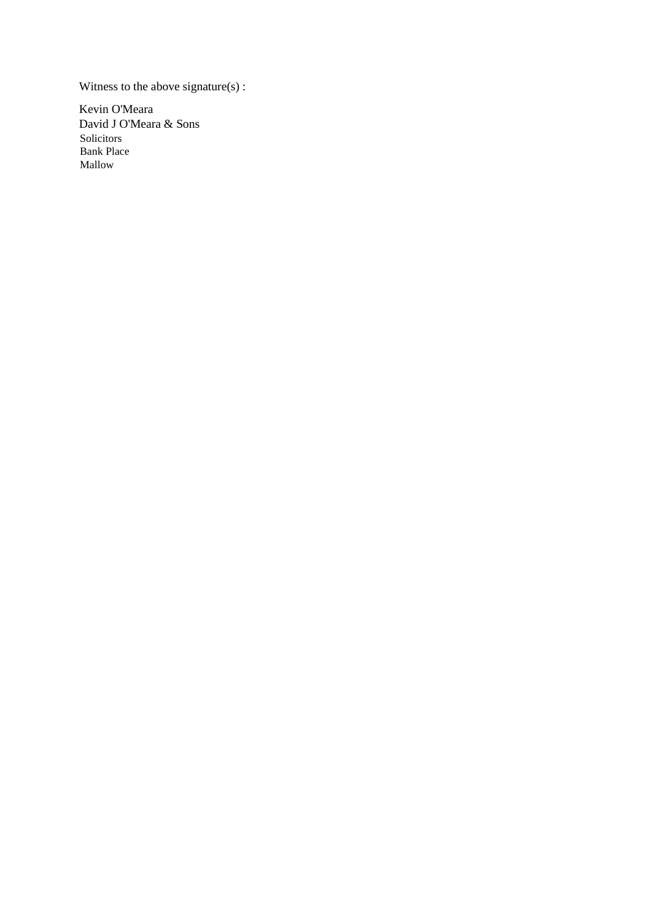Witness to the above signature(s) :

Kevin O'Meara
David J O'Meara & Sons
Solicitors
Bank Place
Mallow